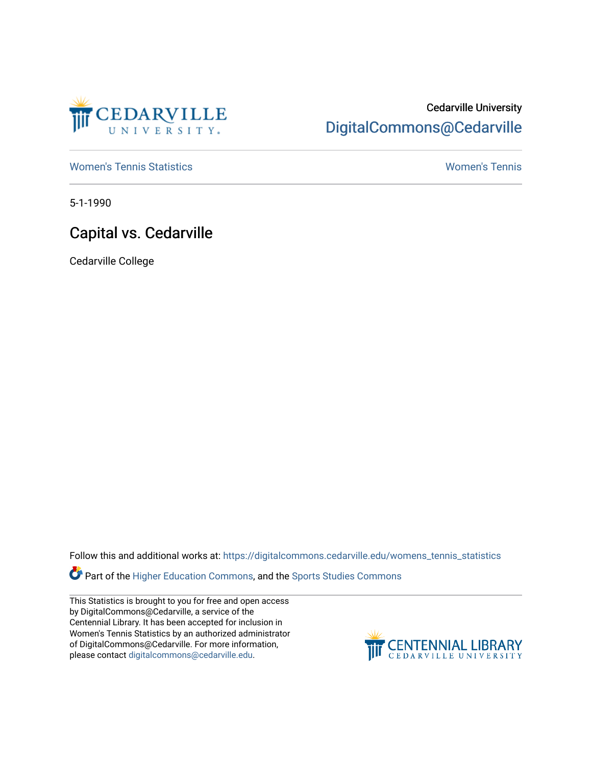Cedarville University

DigitalCommons@Cedarville

Women's Tennis Statistics | Women's Tennis

5-1-1990

# Capital vs. Cedarville

Cedarville College

Follow this and additional works at: https://digitalcommons.cedarville.edu/womens_tennis_statistics

Part of the Higher Education Commons, and the Sports Studies Commons

This Statistics is brought to you for free and open access by DigitalCommons@Cedarville, a service of the Centennial Library. It has been accepted for inclusion in Women's Tennis Statistics by an authorized administrator of DigitalCommons@Cedarville. For more information, please contact digitalcommons@cedarville.edu.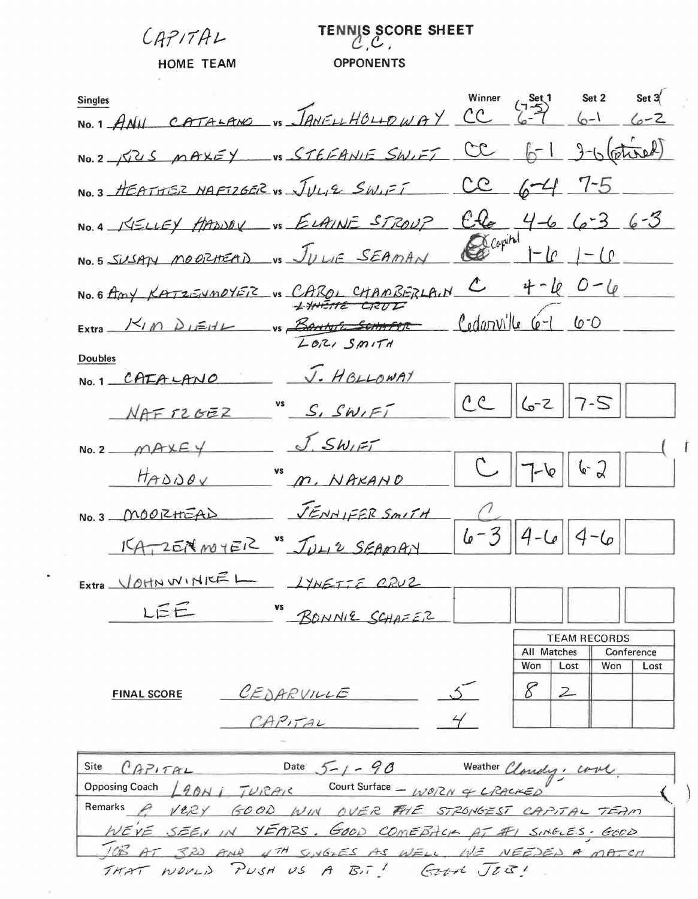CAPITAL

HOME TEAM

# TENNIS SCORE SHEET

C.C.

OPPONENTS

**Singles**

| | Home | | Opponent | Winner | Set 1 | Set 2 | Set 3 |
|---|---|---|---|---|---|---|---|
| No. 1 | ANN CATALANO | vs | JANELL HOLLOWAY | CC | 6-7 (7-5) | 6-1 | 6-2 |
| No. 2 | KRIS MAXEY | vs | STEFANIE SWIFT | CC | 6-1 | 3-6 (retired) | |
| No. 3 | HEATHER NAFTZGER | vs | JULIE SWIFT | CC | 6-4 | 7-5 | |
| No. 4 | KELLEY HADDOX | vs | ELAINE STROUP | CC | 4-6 | 6-3 | 6-3 |
| No. 5 | SUSAN MOORHEAD | vs | JULIE SEAMAN | Capital | 1-6 | 1-6 | |
| No. 6 | Amy KATZENMOYER | vs | CAROL CHAMBERLAIN ~~LYNETTE CRUZ~~ | C | 4-6 | 0-6 | |
| Extra | KIM DIEHL | vs | ~~BONNIE SCHAFER~~ LORI SMITH | Cedarville | 6-1 | 6-0 | |

**Doubles**

| | Home | | Opponent | Winner | Set 1 | Set 2 | Set 3 |
|---|---|---|---|---|---|---|---|
| No. 1 | CATALANO / NAFTZGER | vs | J. HOLLOWAY / S. SWIFT | CC | 6-2 | 7-5 | |
| No. 2 | MAXEY / HADDOX | vs | J. SWIFT / M. NAKANO | C | 7-6 | 6-2 | |
| No. 3 | MOORHEAD / KATZENMOYER | vs | JENNIFER SMITH / JULIE SEAMAN | C | 6-3 | 4-6 | 4-6 |
| Extra | JOHNWINKEL / LEE | vs | LYNETTE CRUZ / BONNIE SCHAFER | | | | |

**FINAL SCORE**

| | |
|---|---|
| CEDARVILLE | 5 |
| CAPITAL | 4 |

**TEAM RECORDS**

| All Matches Won | All Matches Lost | Conference Won | Conference Lost |
|---|---|---|---|
| 8 | 2 | | |

Site: CAPITAL Date: 5-1-90 Weather: Cloudy; cool.

Opposing Coach: LAONI TURAK Court Surface – WORN & CRACKED

Remarks: A VERY GOOD WIN OVER THE STRONGEST CAPITAL TEAM WE'VE SEEN IN YEARS. GOOD COMEBACK AT #1 SINGLES. GOOD JOB AT 3RD AND 4TH SINGLES AS WELL. WE NEEDED A MATCH THAT WOULD PUSH US A BIT! Good JOB!